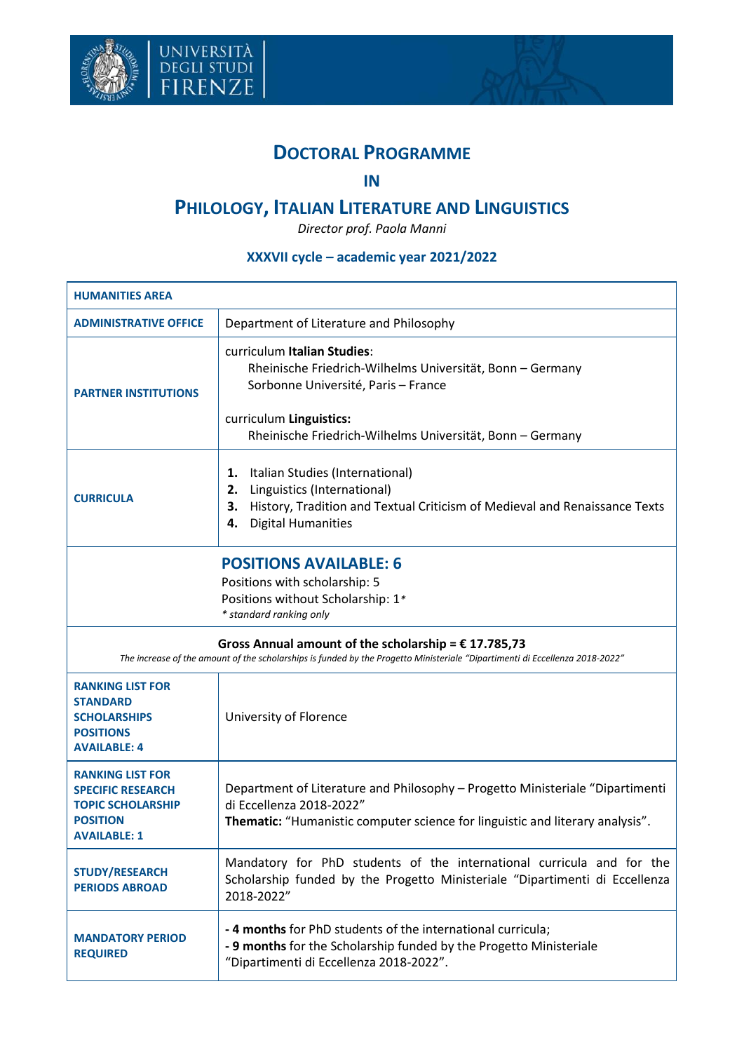# DOCTORAL PROGRAMME

## IN

# PHILOLOGY, ITALIAN LITERATURE AND LINGUISTICS

*Director prof. Paola Manni*

### XXXVII cycle – academic year 2021/2022

| HUMANITIES AREA | |
|---|---|
| **ADMINISTRATIVE OFFICE** | Department of Literature and Philosophy |
| **PARTNER INSTITUTIONS** | curriculum **Italian Studies**:<br>Rheinische Friedrich-Wilhelms Universität, Bonn – Germany<br>Sorbonne Université, Paris – France<br><br>curriculum **Linguistics:**<br>Rheinische Friedrich-Wilhelms Universität, Bonn – Germany |
| **CURRICULA** | **1.** Italian Studies (International)<br>**2.** Linguistics (International)<br>**3.** History, Tradition and Textual Criticism of Medieval and Renaissance Texts<br>**4.** Digital Humanities |
| | **POSITIONS AVAILABLE: 6**<br>Positions with scholarship: 5<br>Positions without Scholarship: 1*<br>*\* standard ranking only* |
| **Gross Annual amount of the scholarship = € 17.785,73**<br>*The increase of the amount of the scholarships is funded by the Progetto Ministeriale "Dipartimenti di Eccellenza 2018-2022"* | |
| **RANKING LIST FOR STANDARD SCHOLARSHIPS POSITIONS AVAILABLE: 4** | University of Florence |
| **RANKING LIST FOR SPECIFIC RESEARCH TOPIC SCHOLARSHIP POSITION AVAILABLE: 1** | Department of Literature and Philosophy – Progetto Ministeriale "Dipartimenti di Eccellenza 2018-2022"<br>**Thematic:** "Humanistic computer science for linguistic and literary analysis". |
| **STUDY/RESEARCH PERIODS ABROAD** | Mandatory for PhD students of the international curricula and for the Scholarship funded by the Progetto Ministeriale "Dipartimenti di Eccellenza 2018-2022" |
| **MANDATORY PERIOD REQUIRED** | **- 4 months** for PhD students of the international curricula;<br>**- 9 months** for the Scholarship funded by the Progetto Ministeriale "Dipartimenti di Eccellenza 2018-2022". |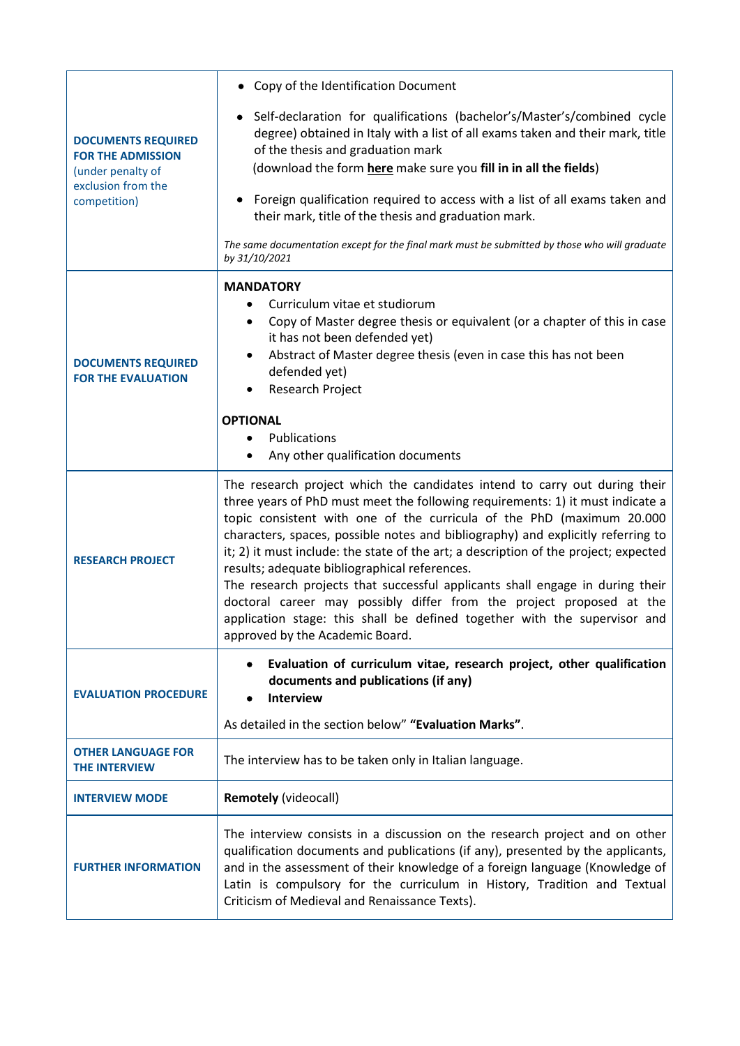| | |
|---|---|
| **DOCUMENTS REQUIRED FOR THE ADMISSION** (under penalty of exclusion from the competition) | • Copy of the Identification Document<br>• Self-declaration for qualifications (bachelor's/Master's/combined cycle degree) obtained in Italy with a list of all exams taken and their mark, title of the thesis and graduation mark (download the form **here** make sure you **fill in in all the fields**)<br>• Foreign qualification required to access with a list of all exams taken and their mark, title of the thesis and graduation mark.<br>*The same documentation except for the final mark must be submitted by those who will graduate by 31/10/2021* |
| **DOCUMENTS REQUIRED FOR THE EVALUATION** | **MANDATORY**<br>• Curriculum vitae et studiorum<br>• Copy of Master degree thesis or equivalent (or a chapter of this in case it has not been defended yet)<br>• Abstract of Master degree thesis (even in case this has not been defended yet)<br>• Research Project<br>**OPTIONAL**<br>• Publications<br>• Any other qualification documents |
| **RESEARCH PROJECT** | The research project which the candidates intend to carry out during their three years of PhD must meet the following requirements: 1) it must indicate a topic consistent with one of the curricula of the PhD (maximum 20.000 characters, spaces, possible notes and bibliography) and explicitly referring to it; 2) it must include: the state of the art; a description of the project; expected results; adequate bibliographical references.<br>The research projects that successful applicants shall engage in during their doctoral career may possibly differ from the project proposed at the application stage: this shall be defined together with the supervisor and approved by the Academic Board. |
| **EVALUATION PROCEDURE** | • **Evaluation of curriculum vitae, research project, other qualification documents and publications (if any)**<br>• **Interview**<br>As detailed in the section below" **"Evaluation Marks"**. |
| **OTHER LANGUAGE FOR THE INTERVIEW** | The interview has to be taken only in Italian language. |
| **INTERVIEW MODE** | **Remotely** (videocall) |
| **FURTHER INFORMATION** | The interview consists in a discussion on the research project and on other qualification documents and publications (if any), presented by the applicants, and in the assessment of their knowledge of a foreign language (Knowledge of Latin is compulsory for the curriculum in History, Tradition and Textual Criticism of Medieval and Renaissance Texts). |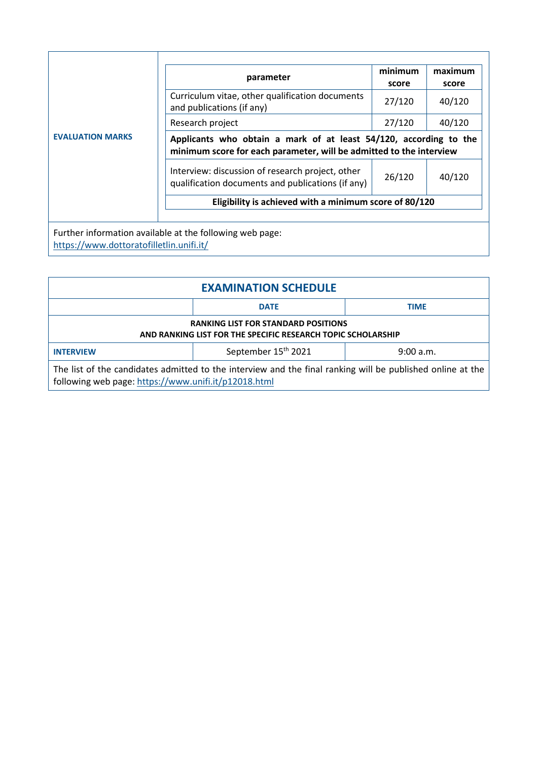| | |
|---|---|
| **EVALUATION MARKS** | see table below |

| parameter | minimum score | maximum score |
|---|---|---|
| Curriculum vitae, other qualification documents and publications (if any) | 27/120 | 40/120 |
| Research project | 27/120 | 40/120 |
| **Applicants who obtain a mark of at least 54/120, according to the minimum score for each parameter, will be admitted to the interview** | | |
| Interview: discussion of research project, other qualification documents and publications (if any) | 26/120 | 40/120 |
| **Eligibility is achieved with a minimum score of 80/120** | | |

Further information available at the following web page: https://www.dottoratofilletlin.unifi.it/

## EXAMINATION SCHEDULE

| | DATE | TIME |
|---|---|---|
| **RANKING LIST FOR STANDARD POSITIONS AND RANKING LIST FOR THE SPECIFIC RESEARCH TOPIC SCHOLARSHIP** | | |
| **INTERVIEW** | September 15th 2021 | 9:00 a.m. |

The list of the candidates admitted to the interview and the final ranking will be published online at the following web page: https://www.unifi.it/p12018.html